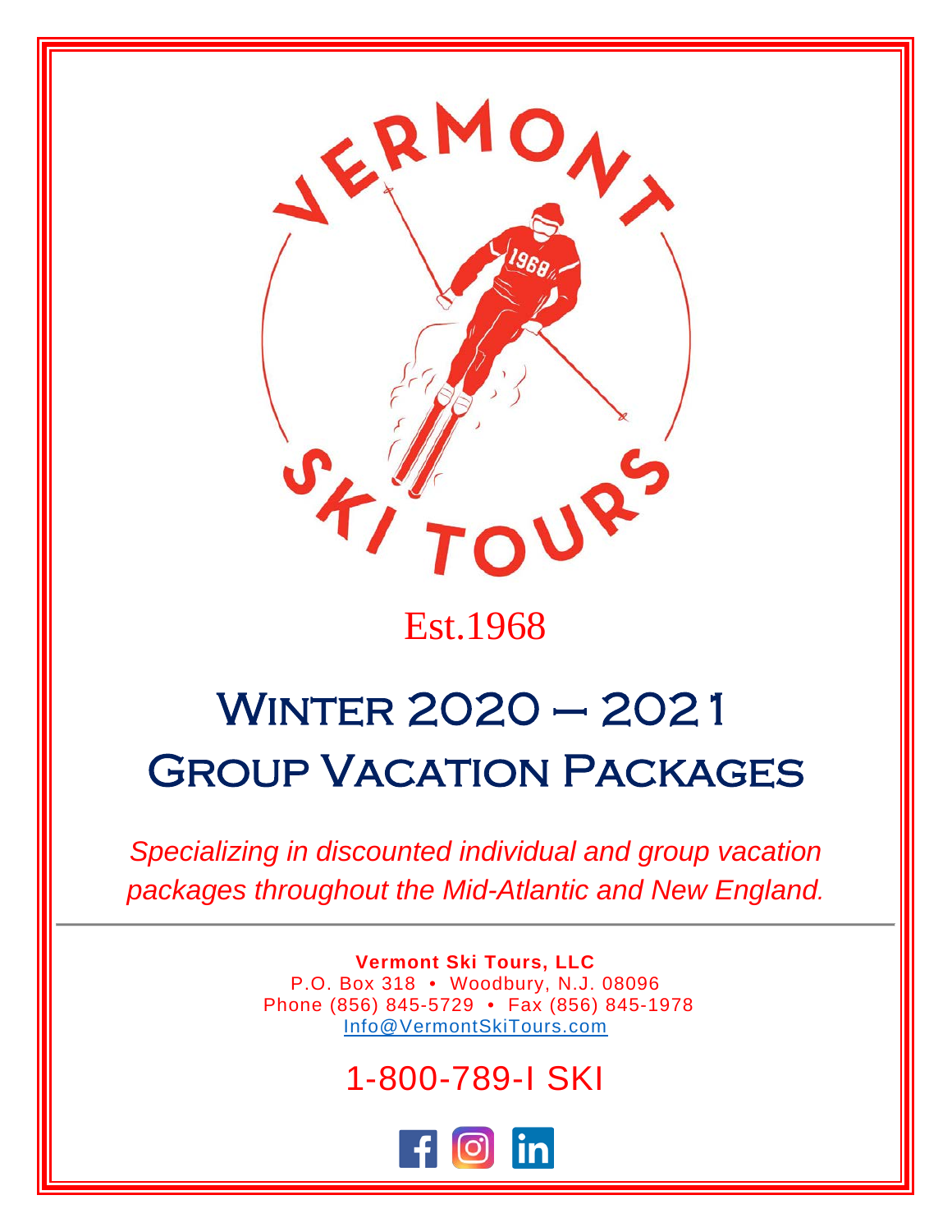VERMONT SKI TOURS

Est.1968

# Winter 2020 – 2021 Group Vacation Packages

*Specializing in discounted individual and group vacation packages throughout the Mid-Atlantic and New England.*

---

**Vermont Ski Tours, LLC**
P.O. Box 318 • Woodbury, N.J. 08096
Phone (856) 845-5729 • Fax (856) 845-1978
Info@VermontSkiTours.com

1-800-789-I SKI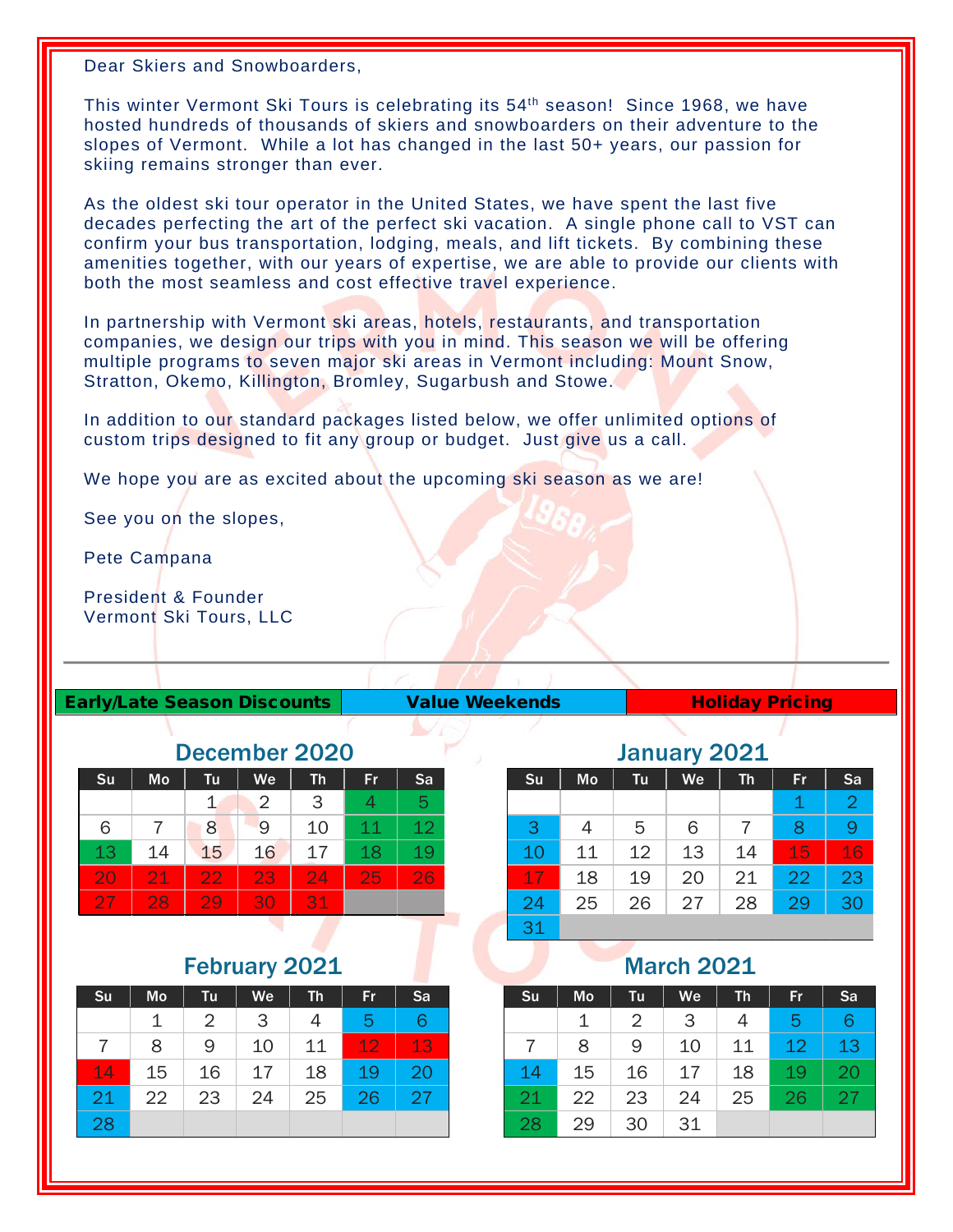Dear Skiers and Snowboarders,

This winter Vermont Ski Tours is celebrating its 54th season! Since 1968, we have hosted hundreds of thousands of skiers and snowboarders on their adventure to the slopes of Vermont. While a lot has changed in the last 50+ years, our passion for skiing remains stronger than ever.

As the oldest ski tour operator in the United States, we have spent the last five decades perfecting the art of the perfect ski vacation. A single phone call to VST can confirm your bus transportation, lodging, meals, and lift tickets. By combining these amenities together, with our years of expertise, we are able to provide our clients with both the most seamless and cost effective travel experience.

In partnership with Vermont ski areas, hotels, restaurants, and transportation companies, we design our trips with you in mind. This season we will be offering multiple programs to seven major ski areas in Vermont including: Mount Snow, Stratton, Okemo, Killington, Bromley, Sugarbush and Stowe.

In addition to our standard packages listed below, we offer unlimited options of custom trips designed to fit any group or budget. Just give us a call.

We hope you are as excited about the upcoming ski season as we are!

See you on the slopes,

Pete Campana

President & Founder
Vermont Ski Tours, LLC

---

**Early/Late Season Discounts** | **Value Weekends** | **Holiday Pricing**

## December 2020

| Su | Mo | Tu | We | Th | Fr | Sa |
|---|---|---|---|---|---|---|
| | | 1 | 2 | 3 | 4 | 5 |
| 6 | 7 | 8 | 9 | 10 | 11 | 12 |
| 13 | 14 | 15 | 16 | 17 | 18 | 19 |
| 20 | 21 | 22 | 23 | 24 | 25 | 26 |
| 27 | 28 | 29 | 30 | 31 | | |

## January 2021

| Su | Mo | Tu | We | Th | Fr | Sa |
|---|---|---|---|---|---|---|
| | | | | | 1 | 2 |
| 3 | 4 | 5 | 6 | 7 | 8 | 9 |
| 10 | 11 | 12 | 13 | 14 | 15 | 16 |
| 17 | 18 | 19 | 20 | 21 | 22 | 23 |
| 24 | 25 | 26 | 27 | 28 | 29 | 30 |
| 31 | | | | | | |

## February 2021

| Su | Mo | Tu | We | Th | Fr | Sa |
|---|---|---|---|---|---|---|
| | 1 | 2 | 3 | 4 | 5 | 6 |
| 7 | 8 | 9 | 10 | 11 | 12 | 13 |
| 14 | 15 | 16 | 17 | 18 | 19 | 20 |
| 21 | 22 | 23 | 24 | 25 | 26 | 27 |
| 28 | | | | | | |

## March 2021

| Su | Mo | Tu | We | Th | Fr | Sa |
|---|---|---|---|---|---|---|
| | 1 | 2 | 3 | 4 | 5 | 6 |
| 7 | 8 | 9 | 10 | 11 | 12 | 13 |
| 14 | 15 | 16 | 17 | 18 | 19 | 20 |
| 21 | 22 | 23 | 24 | 25 | 26 | 27 |
| 28 | 29 | 30 | 31 | | | |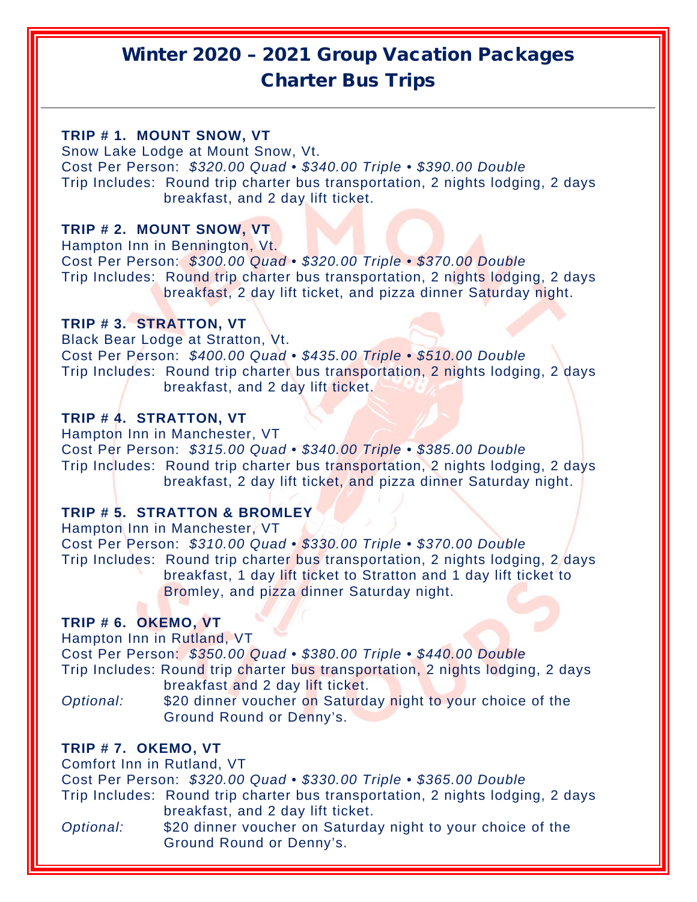# Winter 2020 – 2021 Group Vacation Packages
## Charter Bus Trips

**TRIP # 1. MOUNT SNOW, VT**
Snow Lake Lodge at Mount Snow, Vt.
Cost Per Person: *$320.00 Quad • $340.00 Triple • $390.00 Double*
Trip Includes: Round trip charter bus transportation, 2 nights lodging, 2 days breakfast, and 2 day lift ticket.

**TRIP # 2. MOUNT SNOW, VT**
Hampton Inn in Bennington, Vt.
Cost Per Person: *$300.00 Quad • $320.00 Triple • $370.00 Double*
Trip Includes: Round trip charter bus transportation, 2 nights lodging, 2 days breakfast, 2 day lift ticket, and pizza dinner Saturday night.

**TRIP # 3. STRATTON, VT**
Black Bear Lodge at Stratton, Vt.
Cost Per Person: *$400.00 Quad • $435.00 Triple • $510.00 Double*
Trip Includes: Round trip charter bus transportation, 2 nights lodging, 2 days breakfast, and 2 day lift ticket.

**TRIP # 4. STRATTON, VT**
Hampton Inn in Manchester, VT
Cost Per Person: *$315.00 Quad • $340.00 Triple • $385.00 Double*
Trip Includes: Round trip charter bus transportation, 2 nights lodging, 2 days breakfast, 2 day lift ticket, and pizza dinner Saturday night.

**TRIP # 5. STRATTON & BROMLEY**
Hampton Inn in Manchester, VT
Cost Per Person: *$310.00 Quad • $330.00 Triple • $370.00 Double*
Trip Includes: Round trip charter bus transportation, 2 nights lodging, 2 days breakfast, 1 day lift ticket to Stratton and 1 day lift ticket to Bromley, and pizza dinner Saturday night.

**TRIP # 6. OKEMO, VT**
Hampton Inn in Rutland, VT
Cost Per Person: *$350.00 Quad • $380.00 Triple • $440.00 Double*
Trip Includes: Round trip charter bus transportation, 2 nights lodging, 2 days breakfast and 2 day lift ticket.
*Optional:* $20 dinner voucher on Saturday night to your choice of the Ground Round or Denny's.

**TRIP # 7. OKEMO, VT**
Comfort Inn in Rutland, VT
Cost Per Person: *$320.00 Quad • $330.00 Triple • $365.00 Double*
Trip Includes: Round trip charter bus transportation, 2 nights lodging, 2 days breakfast, and 2 day lift ticket.
*Optional:* $20 dinner voucher on Saturday night to your choice of the Ground Round or Denny's.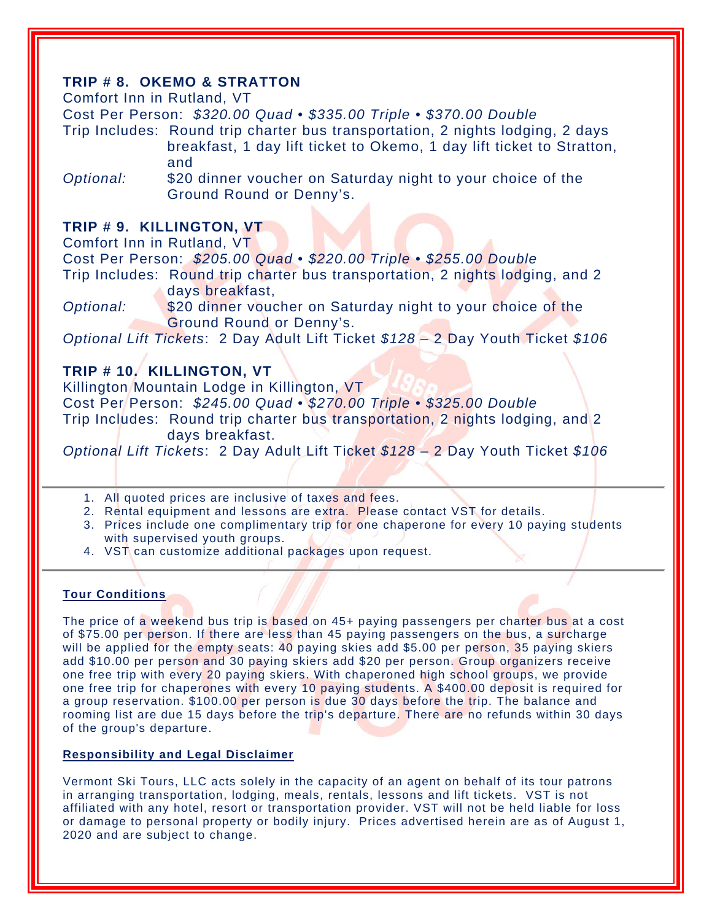### TRIP # 8. OKEMO & STRATTON

Comfort Inn in Rutland, VT

Cost Per Person: *$320.00 Quad • $335.00 Triple • $370.00 Double*

Trip Includes: Round trip charter bus transportation, 2 nights lodging, 2 days breakfast, 1 day lift ticket to Okemo, 1 day lift ticket to Stratton, and

*Optional:* $20 dinner voucher on Saturday night to your choice of the Ground Round or Denny's.

### TRIP # 9. KILLINGTON, VT

Comfort Inn in Rutland, VT

Cost Per Person: *$205.00 Quad • $220.00 Triple • $255.00 Double*

Trip Includes: Round trip charter bus transportation, 2 nights lodging, and 2 days breakfast,

*Optional:* $20 dinner voucher on Saturday night to your choice of the Ground Round or Denny's.

*Optional Lift Tickets*: 2 Day Adult Lift Ticket *$128* – 2 Day Youth Ticket *$106*

### TRIP # 10. KILLINGTON, VT

Killington Mountain Lodge in Killington, VT

Cost Per Person: *$245.00 Quad • $270.00 Triple • $325.00 Double*

Trip Includes: Round trip charter bus transportation, 2 nights lodging, and 2 days breakfast.

*Optional Lift Tickets*: 2 Day Adult Lift Ticket *$128* – 2 Day Youth Ticket *$106*

---

1. All quoted prices are inclusive of taxes and fees.
2. Rental equipment and lessons are extra. Please contact VST for details.
3. Prices include one complimentary trip for one chaperone for every 10 paying students with supervised youth groups.
4. VST can customize additional packages upon request.

---

**Tour Conditions**

The price of a weekend bus trip is based on 45+ paying passengers per charter bus at a cost of $75.00 per person. If there are less than 45 paying passengers on the bus, a surcharge will be applied for the empty seats: 40 paying skies add $5.00 per person, 35 paying skiers add $10.00 per person and 30 paying skiers add $20 per person. Group organizers receive one free trip with every 20 paying skiers. With chaperoned high school groups, we provide one free trip for chaperones with every 10 paying students. A $400.00 deposit is required for a group reservation. $100.00 per person is due 30 days before the trip. The balance and rooming list are due 15 days before the trip's departure. There are no refunds within 30 days of the group's departure.

**Responsibility and Legal Disclaimer**

Vermont Ski Tours, LLC acts solely in the capacity of an agent on behalf of its tour patrons in arranging transportation, lodging, meals, rentals, lessons and lift tickets. VST is not affiliated with any hotel, resort or transportation provider. VST will not be held liable for loss or damage to personal property or bodily injury. Prices advertised herein are as of August 1, 2020 and are subject to change.